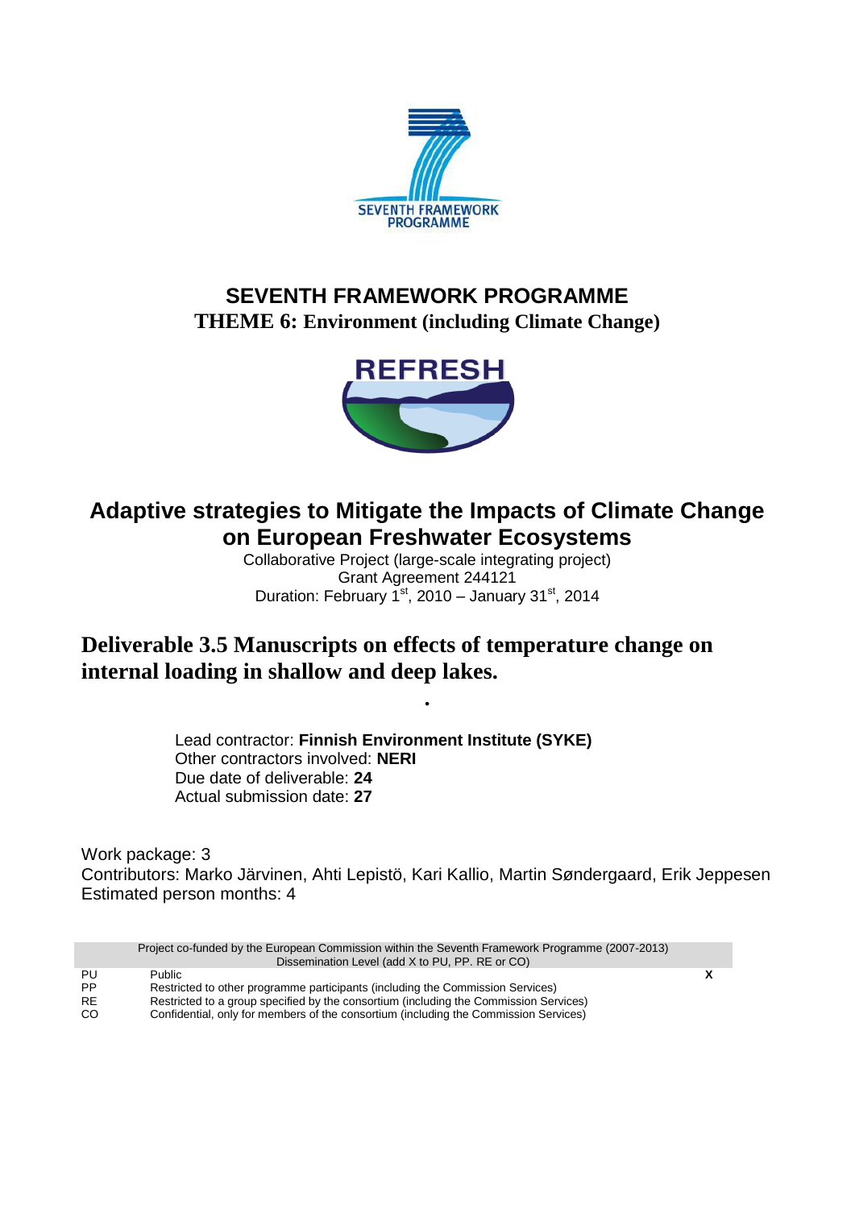SEVENTH FRAMEWORK PROGRAMME

# SEVENTH FRAMEWORK PROGRAMME

## THEME 6: Environment (including Climate Change)

REFRESH

# Adaptive strategies to Mitigate the Impacts of Climate Change on European Freshwater Ecosystems

Collaborative Project (large-scale integrating project)
Grant Agreement 244121
Duration: February 1st, 2010 – January 31st, 2014

## Deliverable 3.5 Manuscripts on effects of temperature change on internal loading in shallow and deep lakes.

.

Lead contractor: **Finnish Environment Institute (SYKE)**
Other contractors involved: **NERI**
Due date of deliverable: **24**
Actual submission date: **27**

Work package: 3
Contributors: Marko Järvinen, Ahti Lepistö, Kari Kallio, Martin Søndergaard, Erik Jeppesen
Estimated person months: 4

| | Project co-funded by the European Commission within the Seventh Framework Programme (2007-2013) Dissemination Level (add X to PU, PP. RE or CO) | |
|---|---|---|
| PU | Public | X |
| PP | Restricted to other programme participants (including the Commission Services) | |
| RE | Restricted to a group specified by the consortium (including the Commission Services) | |
| CO | Confidential, only for members of the consortium (including the Commission Services) | |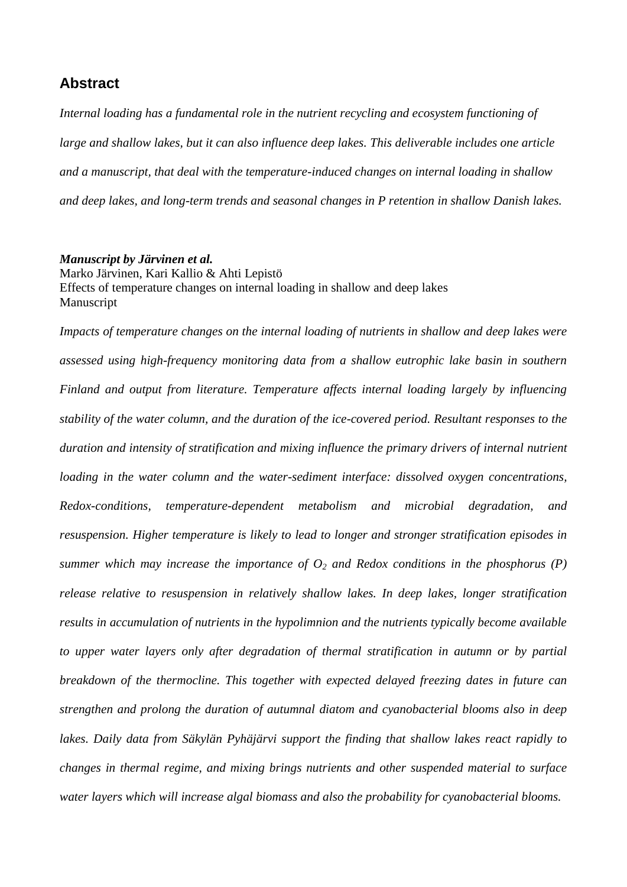## Abstract

*Internal loading has a fundamental role in the nutrient recycling and ecosystem functioning of large and shallow lakes, but it can also influence deep lakes. This deliverable includes one article and a manuscript, that deal with the temperature-induced changes on internal loading in shallow and deep lakes, and long-term trends and seasonal changes in P retention in shallow Danish lakes.*

***Manuscript by Järvinen et al.***
Marko Järvinen, Kari Kallio & Ahti Lepistö
Effects of temperature changes on internal loading in shallow and deep lakes
Manuscript

*Impacts of temperature changes on the internal loading of nutrients in shallow and deep lakes were assessed using high-frequency monitoring data from a shallow eutrophic lake basin in southern Finland and output from literature. Temperature affects internal loading largely by influencing stability of the water column, and the duration of the ice-covered period. Resultant responses to the duration and intensity of stratification and mixing influence the primary drivers of internal nutrient loading in the water column and the water-sediment interface: dissolved oxygen concentrations, Redox-conditions, temperature-dependent metabolism and microbial degradation, and resuspension. Higher temperature is likely to lead to longer and stronger stratification episodes in summer which may increase the importance of* $O_2$ *and Redox conditions in the phosphorus (P) release relative to resuspension in relatively shallow lakes. In deep lakes, longer stratification results in accumulation of nutrients in the hypolimnion and the nutrients typically become available to upper water layers only after degradation of thermal stratification in autumn or by partial breakdown of the thermocline. This together with expected delayed freezing dates in future can strengthen and prolong the duration of autumnal diatom and cyanobacterial blooms also in deep lakes. Daily data from Säkylän Pyhäjärvi support the finding that shallow lakes react rapidly to changes in thermal regime, and mixing brings nutrients and other suspended material to surface water layers which will increase algal biomass and also the probability for cyanobacterial blooms.*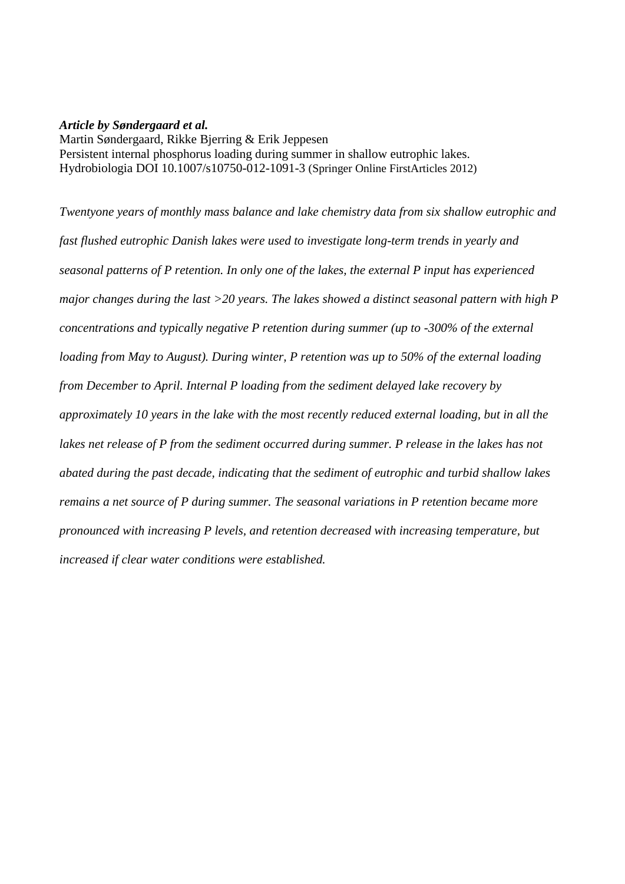***Article by Søndergaard et al.***
Martin Søndergaard, Rikke Bjerring & Erik Jeppesen
Persistent internal phosphorus loading during summer in shallow eutrophic lakes.
Hydrobiologia DOI 10.1007/s10750-012-1091-3 (Springer Online FirstArticles 2012)

*Twentyone years of monthly mass balance and lake chemistry data from six shallow eutrophic and fast flushed eutrophic Danish lakes were used to investigate long-term trends in yearly and seasonal patterns of P retention. In only one of the lakes, the external P input has experienced major changes during the last >20 years. The lakes showed a distinct seasonal pattern with high P concentrations and typically negative P retention during summer (up to -300% of the external loading from May to August). During winter, P retention was up to 50% of the external loading from December to April. Internal P loading from the sediment delayed lake recovery by approximately 10 years in the lake with the most recently reduced external loading, but in all the lakes net release of P from the sediment occurred during summer. P release in the lakes has not abated during the past decade, indicating that the sediment of eutrophic and turbid shallow lakes remains a net source of P during summer. The seasonal variations in P retention became more pronounced with increasing P levels, and retention decreased with increasing temperature, but increased if clear water conditions were established.*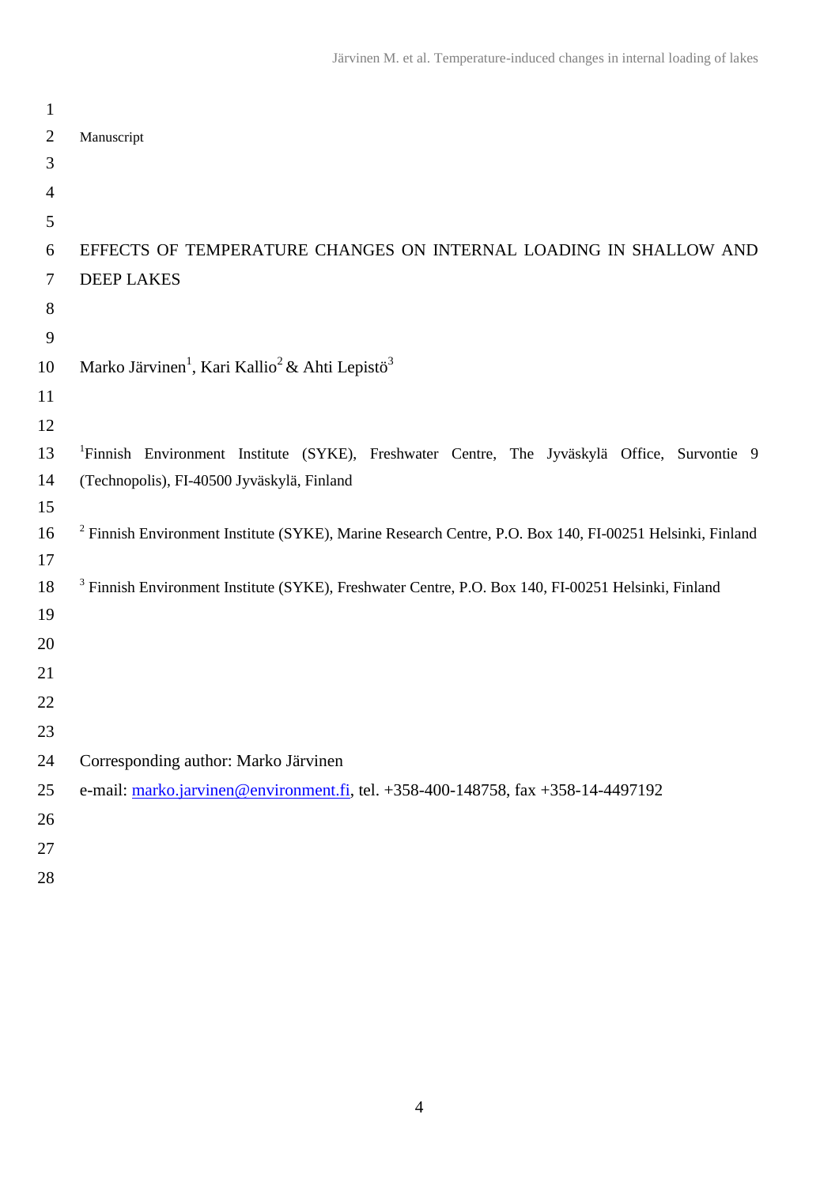Manuscript

# EFFECTS OF TEMPERATURE CHANGES ON INTERNAL LOADING IN SHALLOW AND DEEP LAKES

Marko Järvinen[1], Kari Kallio[2] & Ahti Lepistö[3]

[1]Finnish Environment Institute (SYKE), Freshwater Centre, The Jyväskylä Office, Survontie 9 (Technopolis), FI-40500 Jyväskylä, Finland

[2] Finnish Environment Institute (SYKE), Marine Research Centre, P.O. Box 140, FI-00251 Helsinki, Finland

[3] Finnish Environment Institute (SYKE), Freshwater Centre, P.O. Box 140, FI-00251 Helsinki, Finland

Corresponding author: Marko Järvinen

e-mail: marko.jarvinen@environment.fi, tel. +358-400-148758, fax +358-14-4497192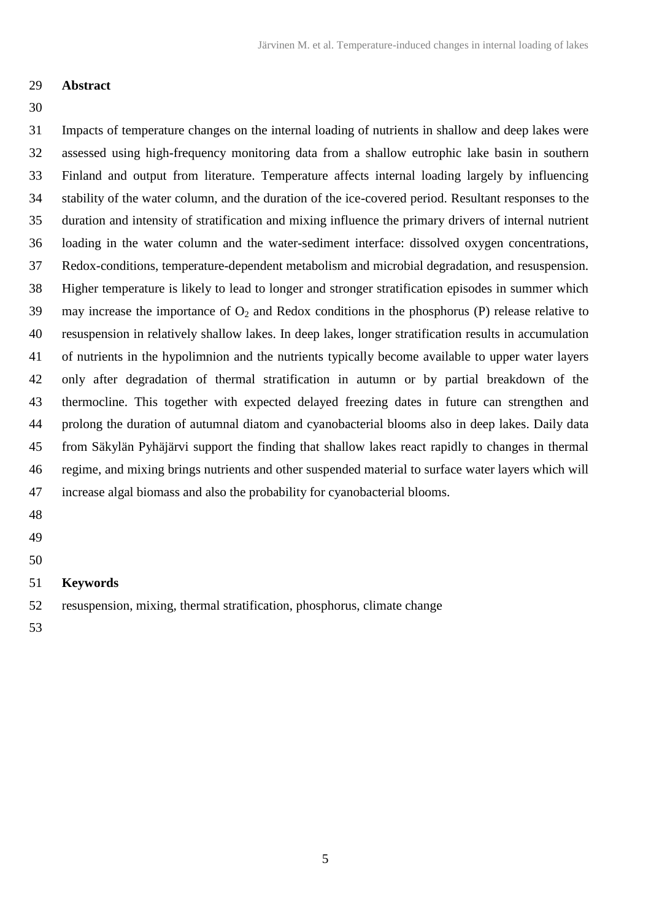## Abstract

Impacts of temperature changes on the internal loading of nutrients in shallow and deep lakes were assessed using high-frequency monitoring data from a shallow eutrophic lake basin in southern Finland and output from literature. Temperature affects internal loading largely by influencing stability of the water column, and the duration of the ice-covered period. Resultant responses to the duration and intensity of stratification and mixing influence the primary drivers of internal nutrient loading in the water column and the water-sediment interface: dissolved oxygen concentrations, Redox-conditions, temperature-dependent metabolism and microbial degradation, and resuspension. Higher temperature is likely to lead to longer and stronger stratification episodes in summer which may increase the importance of $O_2$ and Redox conditions in the phosphorus (P) release relative to resuspension in relatively shallow lakes. In deep lakes, longer stratification results in accumulation of nutrients in the hypolimnion and the nutrients typically become available to upper water layers only after degradation of thermal stratification in autumn or by partial breakdown of the thermocline. This together with expected delayed freezing dates in future can strengthen and prolong the duration of autumnal diatom and cyanobacterial blooms also in deep lakes. Daily data from Säkylän Pyhäjärvi support the finding that shallow lakes react rapidly to changes in thermal regime, and mixing brings nutrients and other suspended material to surface water layers which will increase algal biomass and also the probability for cyanobacterial blooms.

## Keywords

resuspension, mixing, thermal stratification, phosphorus, climate change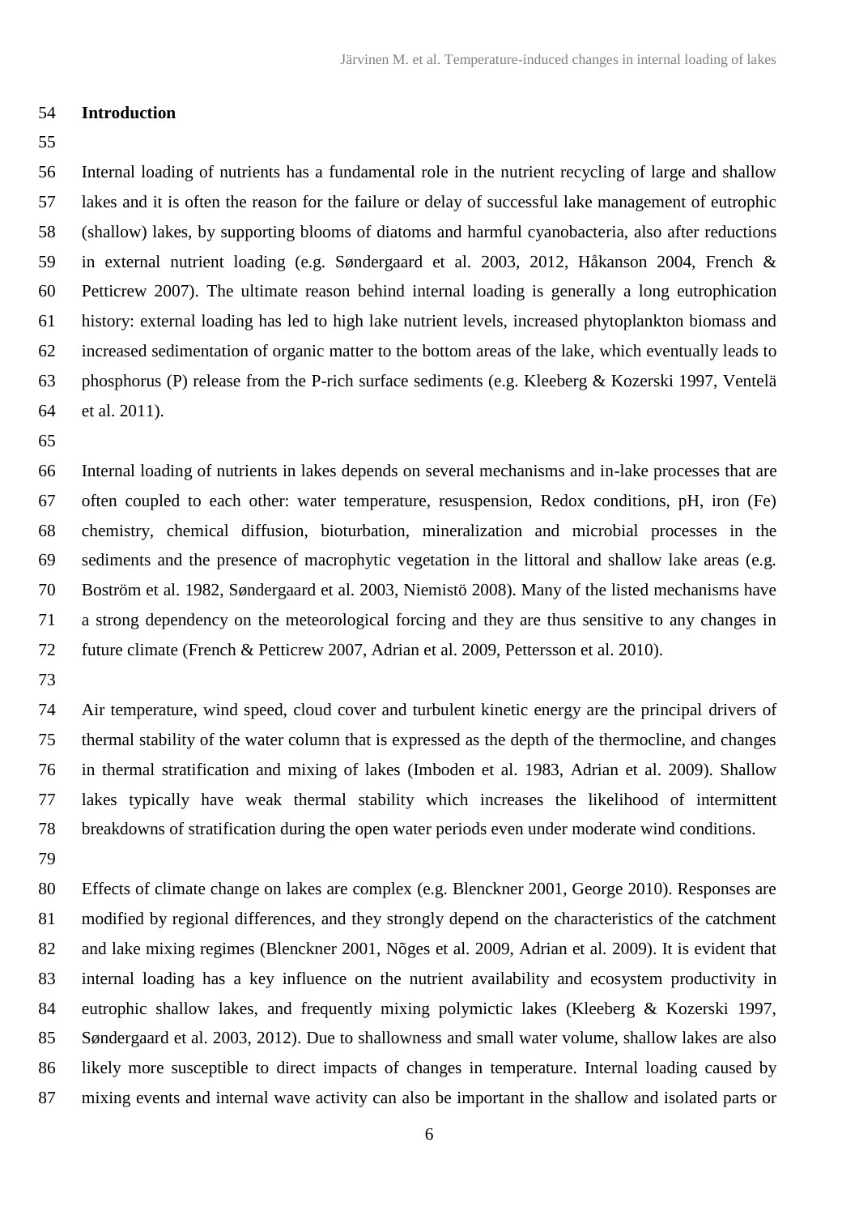## Introduction

Internal loading of nutrients has a fundamental role in the nutrient recycling of large and shallow lakes and it is often the reason for the failure or delay of successful lake management of eutrophic (shallow) lakes, by supporting blooms of diatoms and harmful cyanobacteria, also after reductions in external nutrient loading (e.g. Søndergaard et al. 2003, 2012, Håkanson 2004, French & Petticrew 2007). The ultimate reason behind internal loading is generally a long eutrophication history: external loading has led to high lake nutrient levels, increased phytoplankton biomass and increased sedimentation of organic matter to the bottom areas of the lake, which eventually leads to phosphorus (P) release from the P-rich surface sediments (e.g. Kleeberg & Kozerski 1997, Ventelä et al. 2011).

Internal loading of nutrients in lakes depends on several mechanisms and in-lake processes that are often coupled to each other: water temperature, resuspension, Redox conditions, pH, iron (Fe) chemistry, chemical diffusion, bioturbation, mineralization and microbial processes in the sediments and the presence of macrophytic vegetation in the littoral and shallow lake areas (e.g. Boström et al. 1982, Søndergaard et al. 2003, Niemistö 2008). Many of the listed mechanisms have a strong dependency on the meteorological forcing and they are thus sensitive to any changes in future climate (French & Petticrew 2007, Adrian et al. 2009, Pettersson et al. 2010).

Air temperature, wind speed, cloud cover and turbulent kinetic energy are the principal drivers of thermal stability of the water column that is expressed as the depth of the thermocline, and changes in thermal stratification and mixing of lakes (Imboden et al. 1983, Adrian et al. 2009). Shallow lakes typically have weak thermal stability which increases the likelihood of intermittent breakdowns of stratification during the open water periods even under moderate wind conditions.

Effects of climate change on lakes are complex (e.g. Blenckner 2001, George 2010). Responses are modified by regional differences, and they strongly depend on the characteristics of the catchment and lake mixing regimes (Blenckner 2001, Nõges et al. 2009, Adrian et al. 2009). It is evident that internal loading has a key influence on the nutrient availability and ecosystem productivity in eutrophic shallow lakes, and frequently mixing polymictic lakes (Kleeberg & Kozerski 1997, Søndergaard et al. 2003, 2012). Due to shallowness and small water volume, shallow lakes are also likely more susceptible to direct impacts of changes in temperature. Internal loading caused by mixing events and internal wave activity can also be important in the shallow and isolated parts or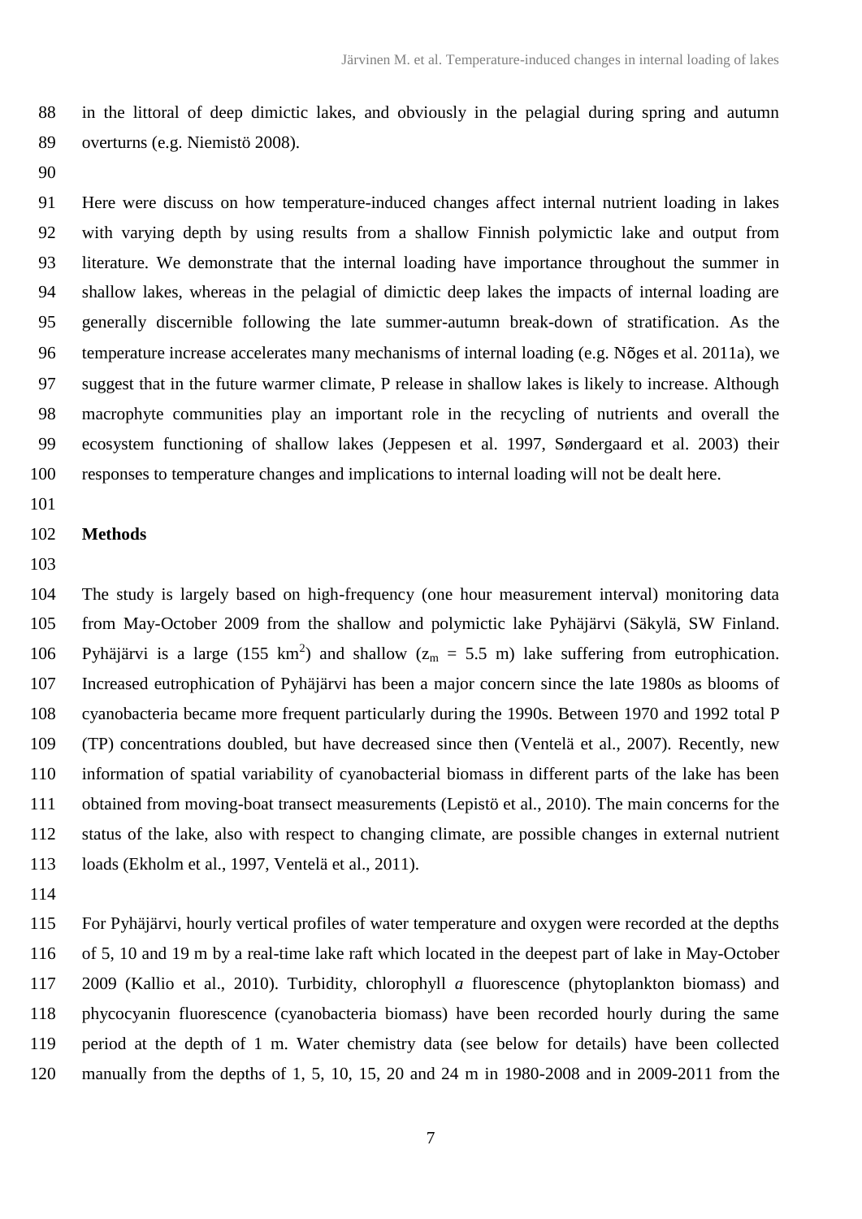in the littoral of deep dimictic lakes, and obviously in the pelagial during spring and autumn overturns (e.g. Niemistö 2008).

Here were discuss on how temperature-induced changes affect internal nutrient loading in lakes with varying depth by using results from a shallow Finnish polymictic lake and output from literature. We demonstrate that the internal loading have importance throughout the summer in shallow lakes, whereas in the pelagial of dimictic deep lakes the impacts of internal loading are generally discernible following the late summer-autumn break-down of stratification. As the temperature increase accelerates many mechanisms of internal loading (e.g. Nõges et al. 2011a), we suggest that in the future warmer climate, P release in shallow lakes is likely to increase. Although macrophyte communities play an important role in the recycling of nutrients and overall the ecosystem functioning of shallow lakes (Jeppesen et al. 1997, Søndergaard et al. 2003) their responses to temperature changes and implications to internal loading will not be dealt here.

**Methods**

The study is largely based on high-frequency (one hour measurement interval) monitoring data from May-October 2009 from the shallow and polymictic lake Pyhäjärvi (Säkylä, SW Finland. Pyhäjärvi is a large (155 $km^2$) and shallow ($z_m$ = 5.5 m) lake suffering from eutrophication. Increased eutrophication of Pyhäjärvi has been a major concern since the late 1980s as blooms of cyanobacteria became more frequent particularly during the 1990s. Between 1970 and 1992 total P (TP) concentrations doubled, but have decreased since then (Ventelä et al., 2007). Recently, new information of spatial variability of cyanobacterial biomass in different parts of the lake has been obtained from moving-boat transect measurements (Lepistö et al., 2010). The main concerns for the status of the lake, also with respect to changing climate, are possible changes in external nutrient loads (Ekholm et al., 1997, Ventelä et al., 2011).

For Pyhäjärvi, hourly vertical profiles of water temperature and oxygen were recorded at the depths of 5, 10 and 19 m by a real-time lake raft which located in the deepest part of lake in May-October 2009 (Kallio et al., 2010). Turbidity, chlorophyll *a* fluorescence (phytoplankton biomass) and phycocyanin fluorescence (cyanobacteria biomass) have been recorded hourly during the same period at the depth of 1 m. Water chemistry data (see below for details) have been collected manually from the depths of 1, 5, 10, 15, 20 and 24 m in 1980-2008 and in 2009-2011 from the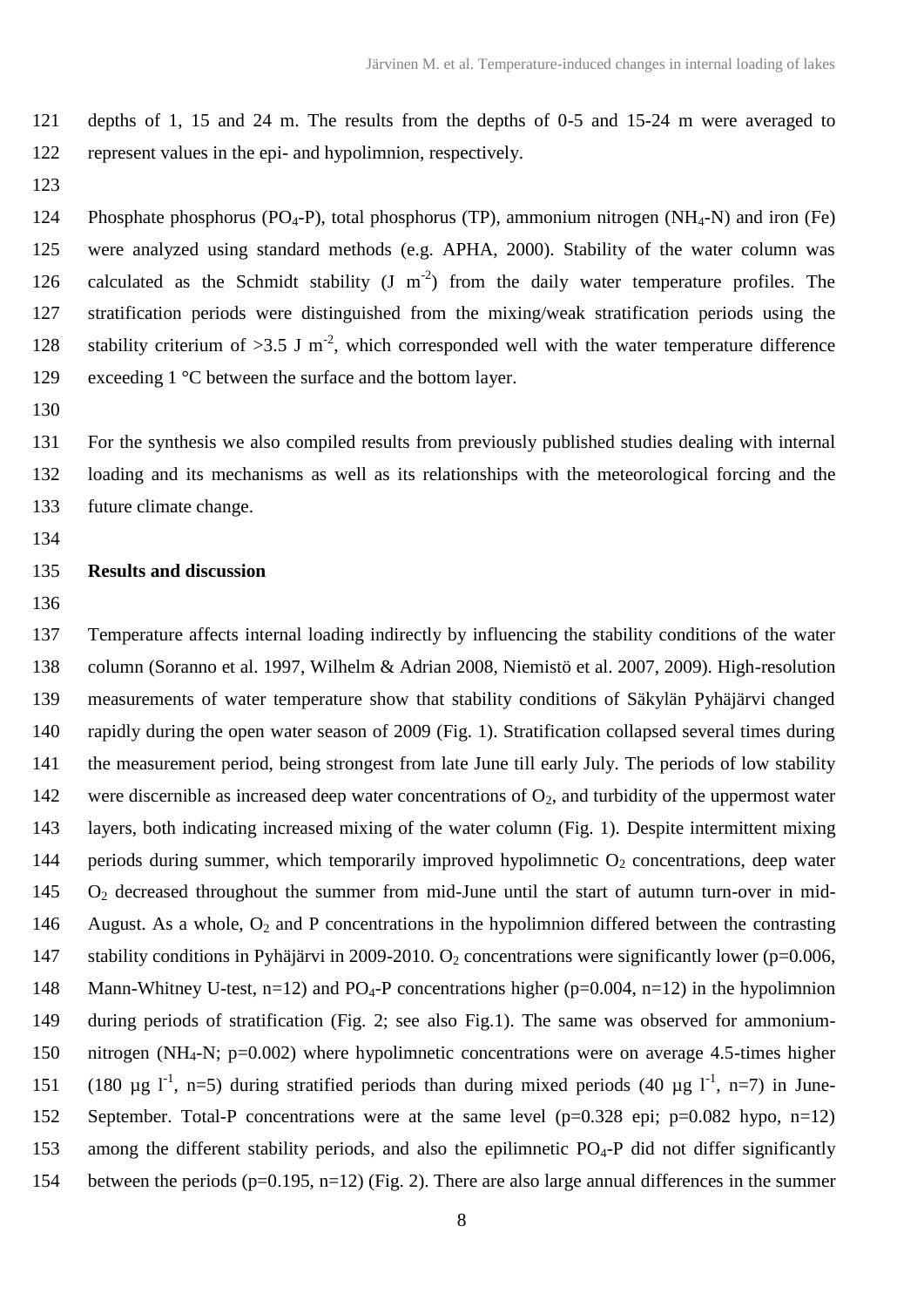depths of 1, 15 and 24 m. The results from the depths of 0-5 and 15-24 m were averaged to represent values in the epi- and hypolimnion, respectively.

Phosphate phosphorus ($PO_4$-P), total phosphorus (TP), ammonium nitrogen ($NH_4$-N) and iron (Fe) were analyzed using standard methods (e.g. APHA, 2000). Stability of the water column was calculated as the Schmidt stability (J $m^{-2}$) from the daily water temperature profiles. The stratification periods were distinguished from the mixing/weak stratification periods using the stability criterium of >3.5 J $m^{-2}$, which corresponded well with the water temperature difference exceeding 1 °C between the surface and the bottom layer.

For the synthesis we also compiled results from previously published studies dealing with internal loading and its mechanisms as well as its relationships with the meteorological forcing and the future climate change.

**Results and discussion**

Temperature affects internal loading indirectly by influencing the stability conditions of the water column (Soranno et al. 1997, Wilhelm & Adrian 2008, Niemistö et al. 2007, 2009). High-resolution measurements of water temperature show that stability conditions of Säkylän Pyhäjärvi changed rapidly during the open water season of 2009 (Fig. 1). Stratification collapsed several times during the measurement period, being strongest from late June till early July. The periods of low stability were discernible as increased deep water concentrations of $O_2$, and turbidity of the uppermost water layers, both indicating increased mixing of the water column (Fig. 1). Despite intermittent mixing periods during summer, which temporarily improved hypolimnetic $O_2$ concentrations, deep water $O_2$ decreased throughout the summer from mid-June until the start of autumn turn-over in mid-August. As a whole, $O_2$ and P concentrations in the hypolimnion differed between the contrasting stability conditions in Pyhäjärvi in 2009-2010. $O_2$ concentrations were significantly lower ($p=0.006$, Mann-Whitney U-test, $n=12$) and $PO_4$-P concentrations higher ($p=0.004$, $n=12$) in the hypolimnion during periods of stratification (Fig. 2; see also Fig.1). The same was observed for ammonium-nitrogen ($NH_4$-N; $p=0.002$) where hypolimnetic concentrations were on average 4.5-times higher (180 µg $l^{-1}$, $n=5$) during stratified periods than during mixed periods (40 µg $l^{-1}$, $n=7$) in June-September. Total-P concentrations were at the same level ($p=0.328$ epi; $p=0.082$ hypo, $n=12$) among the different stability periods, and also the epilimnetic $PO_4$-P did not differ significantly between the periods ($p=0.195$, $n=12$) (Fig. 2). There are also large annual differences in the summer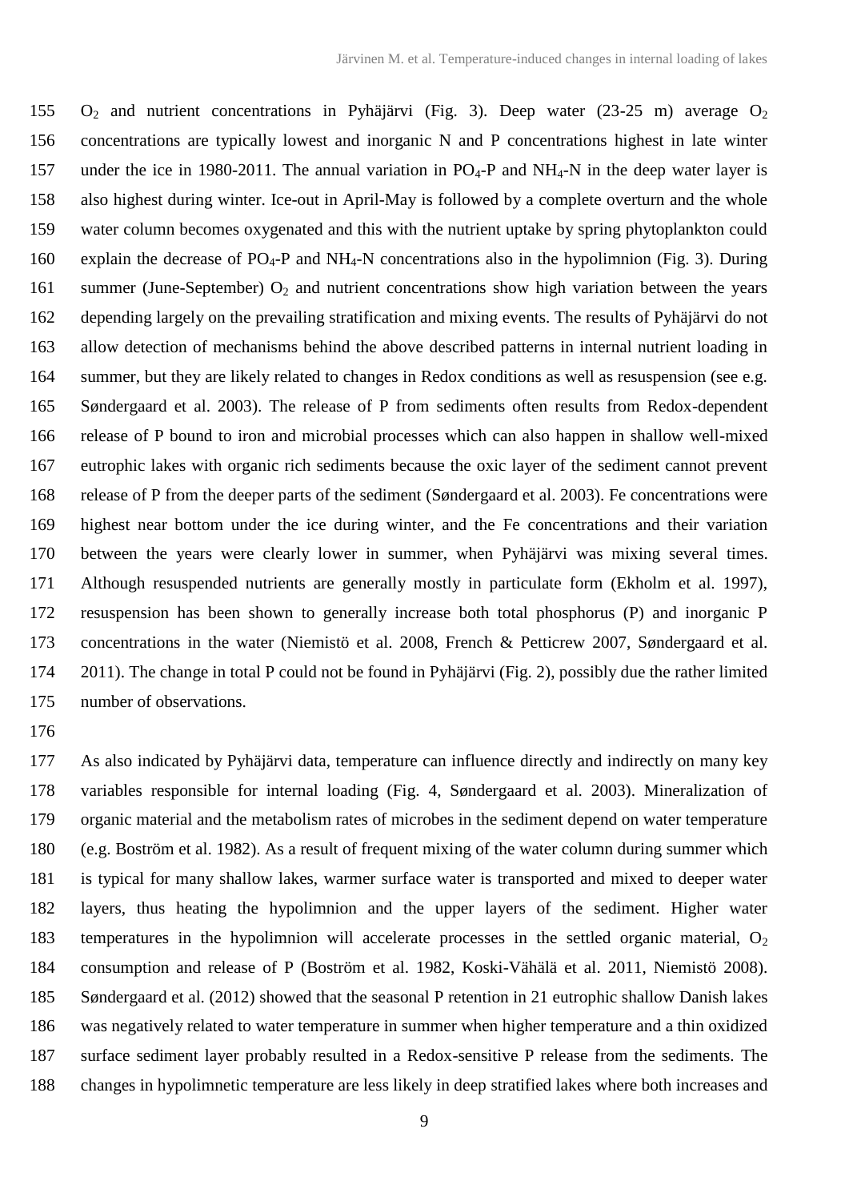$O_2$ and nutrient concentrations in Pyhäjärvi (Fig. 3). Deep water (23-25 m) average $O_2$ concentrations are typically lowest and inorganic N and P concentrations highest in late winter under the ice in 1980-2011. The annual variation in $PO_4$-P and $NH_4$-N in the deep water layer is also highest during winter. Ice-out in April-May is followed by a complete overturn and the whole water column becomes oxygenated and this with the nutrient uptake by spring phytoplankton could explain the decrease of $PO_4$-P and $NH_4$-N concentrations also in the hypolimnion (Fig. 3). During summer (June-September) $O_2$ and nutrient concentrations show high variation between the years depending largely on the prevailing stratification and mixing events. The results of Pyhäjärvi do not allow detection of mechanisms behind the above described patterns in internal nutrient loading in summer, but they are likely related to changes in Redox conditions as well as resuspension (see e.g. Søndergaard et al. 2003). The release of P from sediments often results from Redox-dependent release of P bound to iron and microbial processes which can also happen in shallow well-mixed eutrophic lakes with organic rich sediments because the oxic layer of the sediment cannot prevent release of P from the deeper parts of the sediment (Søndergaard et al. 2003). Fe concentrations were highest near bottom under the ice during winter, and the Fe concentrations and their variation between the years were clearly lower in summer, when Pyhäjärvi was mixing several times. Although resuspended nutrients are generally mostly in particulate form (Ekholm et al. 1997), resuspension has been shown to generally increase both total phosphorus (P) and inorganic P concentrations in the water (Niemistö et al. 2008, French & Petticrew 2007, Søndergaard et al. 2011). The change in total P could not be found in Pyhäjärvi (Fig. 2), possibly due the rather limited number of observations.

As also indicated by Pyhäjärvi data, temperature can influence directly and indirectly on many key variables responsible for internal loading (Fig. 4, Søndergaard et al. 2003). Mineralization of organic material and the metabolism rates of microbes in the sediment depend on water temperature (e.g. Boström et al. 1982). As a result of frequent mixing of the water column during summer which is typical for many shallow lakes, warmer surface water is transported and mixed to deeper water layers, thus heating the hypolimnion and the upper layers of the sediment. Higher water temperatures in the hypolimnion will accelerate processes in the settled organic material, $O_2$ consumption and release of P (Boström et al. 1982, Koski-Vähälä et al. 2011, Niemistö 2008). Søndergaard et al. (2012) showed that the seasonal P retention in 21 eutrophic shallow Danish lakes was negatively related to water temperature in summer when higher temperature and a thin oxidized surface sediment layer probably resulted in a Redox-sensitive P release from the sediments. The changes in hypolimnetic temperature are less likely in deep stratified lakes where both increases and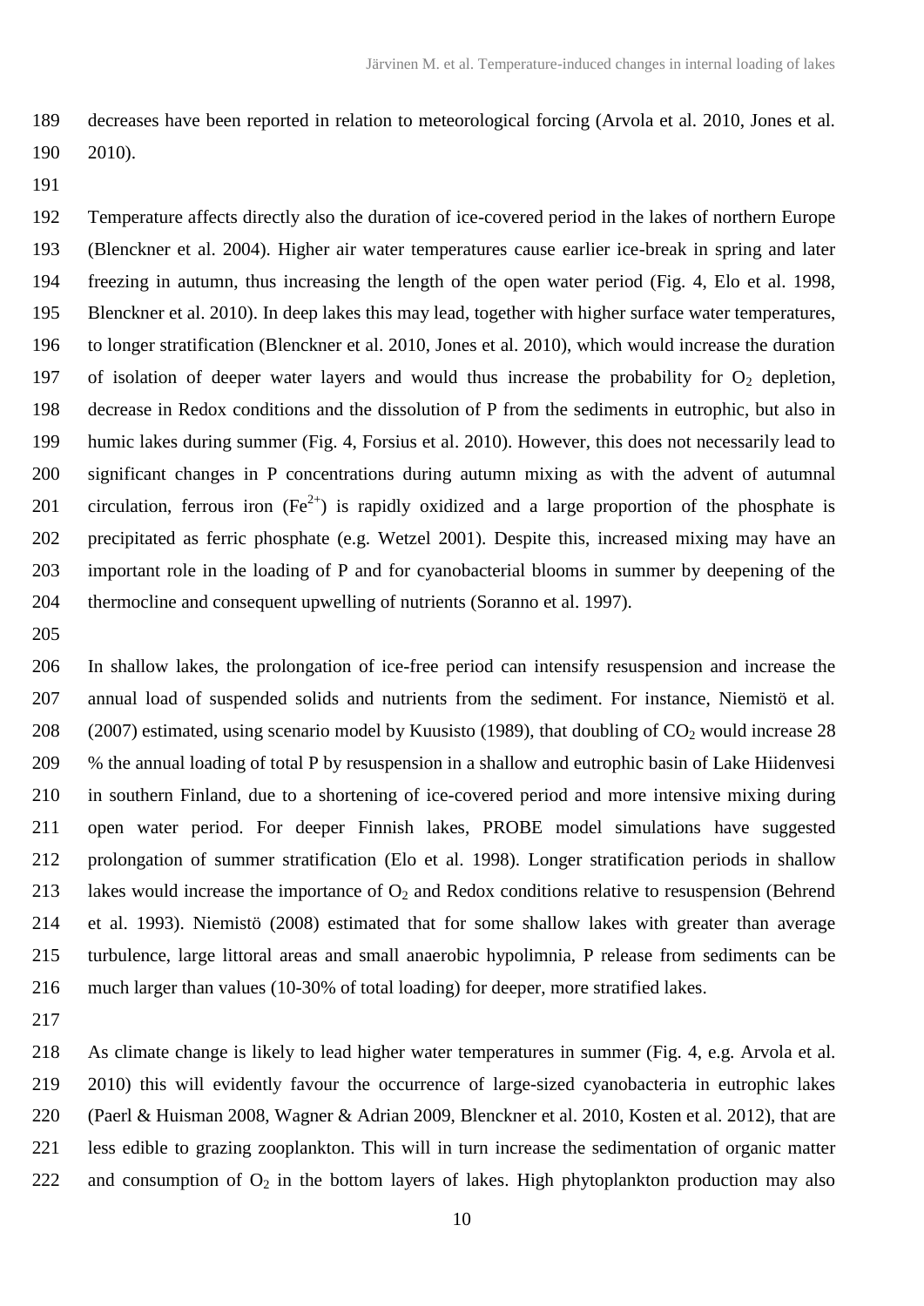decreases have been reported in relation to meteorological forcing (Arvola et al. 2010, Jones et al. 2010).

Temperature affects directly also the duration of ice-covered period in the lakes of northern Europe (Blenckner et al. 2004). Higher air water temperatures cause earlier ice-break in spring and later freezing in autumn, thus increasing the length of the open water period (Fig. 4, Elo et al. 1998, Blenckner et al. 2010). In deep lakes this may lead, together with higher surface water temperatures, to longer stratification (Blenckner et al. 2010, Jones et al. 2010), which would increase the duration of isolation of deeper water layers and would thus increase the probability for $O_2$ depletion, decrease in Redox conditions and the dissolution of P from the sediments in eutrophic, but also in humic lakes during summer (Fig. 4, Forsius et al. 2010). However, this does not necessarily lead to significant changes in P concentrations during autumn mixing as with the advent of autumnal circulation, ferrous iron ($Fe^{2+}$) is rapidly oxidized and a large proportion of the phosphate is precipitated as ferric phosphate (e.g. Wetzel 2001). Despite this, increased mixing may have an important role in the loading of P and for cyanobacterial blooms in summer by deepening of the thermocline and consequent upwelling of nutrients (Soranno et al. 1997).

In shallow lakes, the prolongation of ice-free period can intensify resuspension and increase the annual load of suspended solids and nutrients from the sediment. For instance, Niemistö et al. (2007) estimated, using scenario model by Kuusisto (1989), that doubling of $CO_2$ would increase 28 % the annual loading of total P by resuspension in a shallow and eutrophic basin of Lake Hiidenvesi in southern Finland, due to a shortening of ice-covered period and more intensive mixing during open water period. For deeper Finnish lakes, PROBE model simulations have suggested prolongation of summer stratification (Elo et al. 1998). Longer stratification periods in shallow lakes would increase the importance of $O_2$ and Redox conditions relative to resuspension (Behrend et al. 1993). Niemistö (2008) estimated that for some shallow lakes with greater than average turbulence, large littoral areas and small anaerobic hypolimnia, P release from sediments can be much larger than values (10-30% of total loading) for deeper, more stratified lakes.

As climate change is likely to lead higher water temperatures in summer (Fig. 4, e.g. Arvola et al. 2010) this will evidently favour the occurrence of large-sized cyanobacteria in eutrophic lakes (Paerl & Huisman 2008, Wagner & Adrian 2009, Blenckner et al. 2010, Kosten et al. 2012), that are less edible to grazing zooplankton. This will in turn increase the sedimentation of organic matter and consumption of $O_2$ in the bottom layers of lakes. High phytoplankton production may also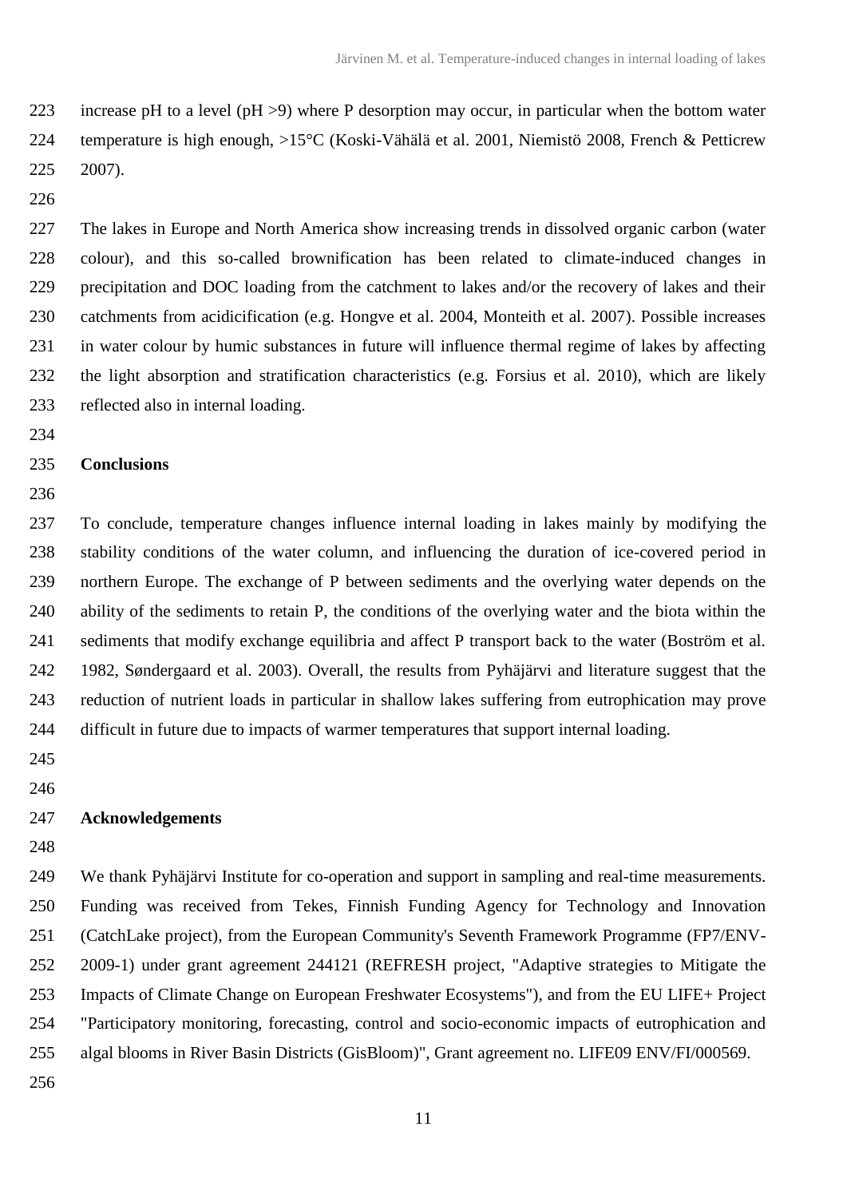increase pH to a level (pH >9) where P desorption may occur, in particular when the bottom water temperature is high enough, >15°C (Koski-Vähälä et al. 2001, Niemistö 2008, French & Petticrew 2007).

The lakes in Europe and North America show increasing trends in dissolved organic carbon (water colour), and this so-called brownification has been related to climate-induced changes in precipitation and DOC loading from the catchment to lakes and/or the recovery of lakes and their catchments from acidicification (e.g. Hongve et al. 2004, Monteith et al. 2007). Possible increases in water colour by humic substances in future will influence thermal regime of lakes by affecting the light absorption and stratification characteristics (e.g. Forsius et al. 2010), which are likely reflected also in internal loading.

## Conclusions

To conclude, temperature changes influence internal loading in lakes mainly by modifying the stability conditions of the water column, and influencing the duration of ice-covered period in northern Europe. The exchange of P between sediments and the overlying water depends on the ability of the sediments to retain P, the conditions of the overlying water and the biota within the sediments that modify exchange equilibria and affect P transport back to the water (Boström et al. 1982, Søndergaard et al. 2003). Overall, the results from Pyhäjärvi and literature suggest that the reduction of nutrient loads in particular in shallow lakes suffering from eutrophication may prove difficult in future due to impacts of warmer temperatures that support internal loading.

## Acknowledgements

We thank Pyhäjärvi Institute for co-operation and support in sampling and real-time measurements. Funding was received from Tekes, Finnish Funding Agency for Technology and Innovation (CatchLake project), from the European Community's Seventh Framework Programme (FP7/ENV-2009-1) under grant agreement 244121 (REFRESH project, "Adaptive strategies to Mitigate the Impacts of Climate Change on European Freshwater Ecosystems"), and from the EU LIFE+ Project "Participatory monitoring, forecasting, control and socio-economic impacts of eutrophication and algal blooms in River Basin Districts (GisBloom)", Grant agreement no. LIFE09 ENV/FI/000569.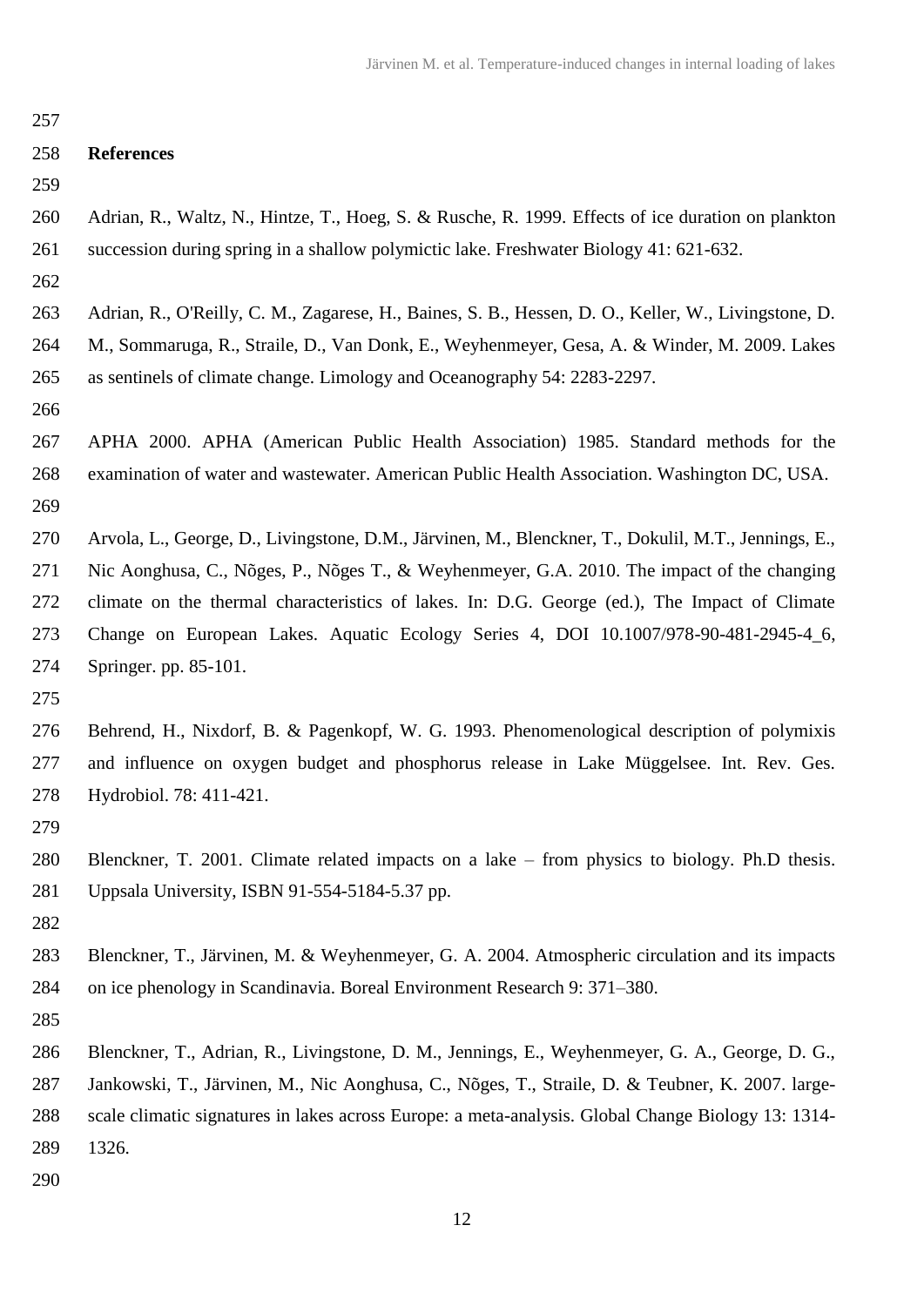## References

Adrian, R., Waltz, N., Hintze, T., Hoeg, S. & Rusche, R. 1999. Effects of ice duration on plankton succession during spring in a shallow polymictic lake. Freshwater Biology 41: 621-632.

Adrian, R., O'Reilly, C. M., Zagarese, H., Baines, S. B., Hessen, D. O., Keller, W., Livingstone, D. M., Sommaruga, R., Straile, D., Van Donk, E., Weyhenmeyer, Gesa, A. & Winder, M. 2009. Lakes as sentinels of climate change. Limology and Oceanography 54: 2283-2297.

APHA 2000. APHA (American Public Health Association) 1985. Standard methods for the examination of water and wastewater. American Public Health Association. Washington DC, USA.

Arvola, L., George, D., Livingstone, D.M., Järvinen, M., Blenckner, T., Dokulil, M.T., Jennings, E., Nic Aonghusa, C., Nõges, P., Nõges T., & Weyhenmeyer, G.A. 2010. The impact of the changing climate on the thermal characteristics of lakes. In: D.G. George (ed.), The Impact of Climate Change on European Lakes. Aquatic Ecology Series 4, DOI 10.1007/978-90-481-2945-4_6, Springer. pp. 85-101.

Behrend, H., Nixdorf, B. & Pagenkopf, W. G. 1993. Phenomenological description of polymixis and influence on oxygen budget and phosphorus release in Lake Müggelsee. Int. Rev. Ges. Hydrobiol. 78: 411-421.

Blenckner, T. 2001. Climate related impacts on a lake – from physics to biology. Ph.D thesis. Uppsala University, ISBN 91-554-5184-5.37 pp.

Blenckner, T., Järvinen, M. & Weyhenmeyer, G. A. 2004. Atmospheric circulation and its impacts on ice phenology in Scandinavia. Boreal Environment Research 9: 371–380.

Blenckner, T., Adrian, R., Livingstone, D. M., Jennings, E., Weyhenmeyer, G. A., George, D. G., Jankowski, T., Järvinen, M., Nic Aonghusa, C., Nõges, T., Straile, D. & Teubner, K. 2007. large-scale climatic signatures in lakes across Europe: a meta-analysis. Global Change Biology 13: 1314-1326.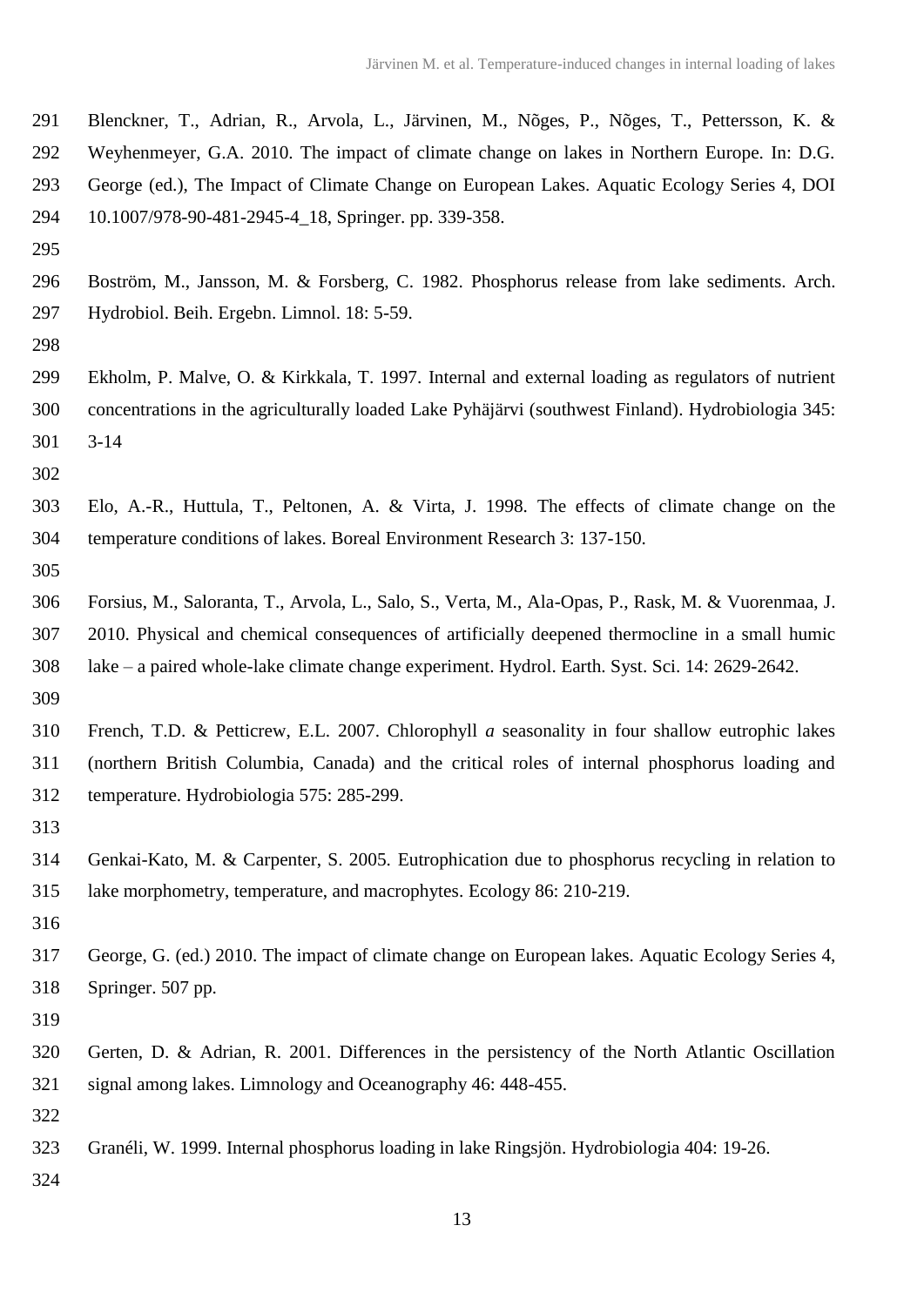Blenckner, T., Adrian, R., Arvola, L., Järvinen, M., Nõges, P., Nõges, T., Pettersson, K. & Weyhenmeyer, G.A. 2010. The impact of climate change on lakes in Northern Europe. In: D.G. George (ed.), The Impact of Climate Change on European Lakes. Aquatic Ecology Series 4, DOI 10.1007/978-90-481-2945-4_18, Springer. pp. 339-358.

Boström, M., Jansson, M. & Forsberg, C. 1982. Phosphorus release from lake sediments. Arch. Hydrobiol. Beih. Ergebn. Limnol. 18: 5-59.

Ekholm, P. Malve, O. & Kirkkala, T. 1997. Internal and external loading as regulators of nutrient concentrations in the agriculturally loaded Lake Pyhäjärvi (southwest Finland). Hydrobiologia 345: 3-14

Elo, A.-R., Huttula, T., Peltonen, A. & Virta, J. 1998. The effects of climate change on the temperature conditions of lakes. Boreal Environment Research 3: 137-150.

Forsius, M., Saloranta, T., Arvola, L., Salo, S., Verta, M., Ala-Opas, P., Rask, M. & Vuorenmaa, J. 2010. Physical and chemical consequences of artificially deepened thermocline in a small humic lake – a paired whole-lake climate change experiment. Hydrol. Earth. Syst. Sci. 14: 2629-2642.

French, T.D. & Petticrew, E.L. 2007. Chlorophyll *a* seasonality in four shallow eutrophic lakes (northern British Columbia, Canada) and the critical roles of internal phosphorus loading and temperature. Hydrobiologia 575: 285-299.

Genkai-Kato, M. & Carpenter, S. 2005. Eutrophication due to phosphorus recycling in relation to lake morphometry, temperature, and macrophytes. Ecology 86: 210-219.

George, G. (ed.) 2010. The impact of climate change on European lakes. Aquatic Ecology Series 4, Springer. 507 pp.

Gerten, D. & Adrian, R. 2001. Differences in the persistency of the North Atlantic Oscillation signal among lakes. Limnology and Oceanography 46: 448-455.

Granéli, W. 1999. Internal phosphorus loading in lake Ringsjön. Hydrobiologia 404: 19-26.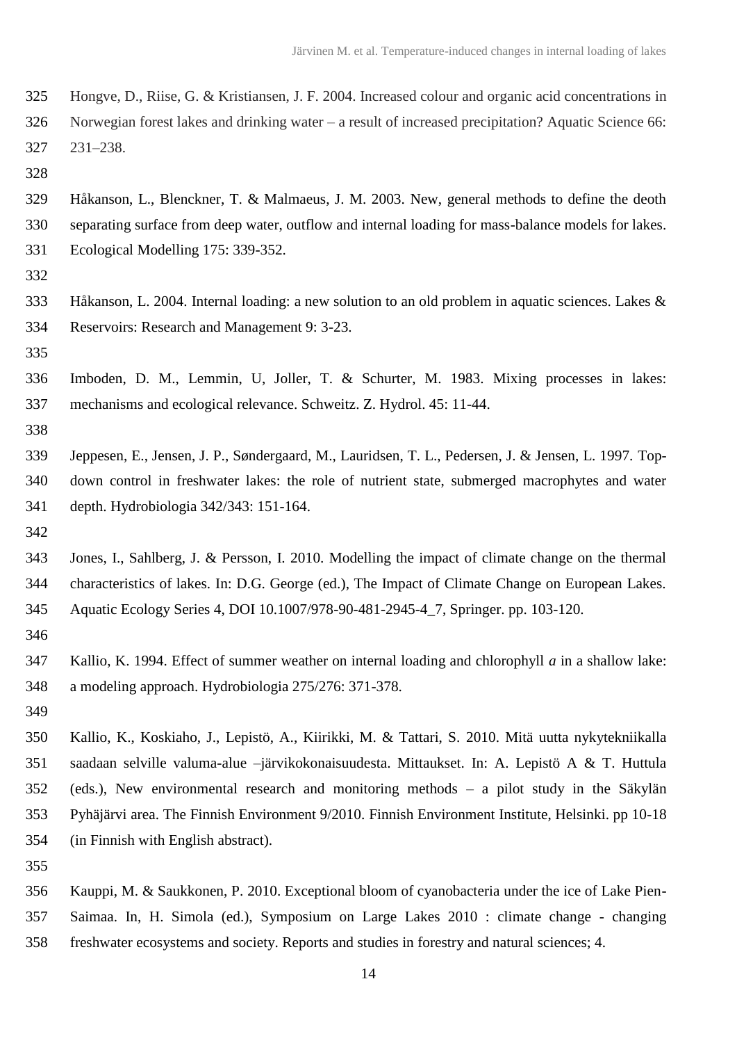Hongve, D., Riise, G. & Kristiansen, J. F. 2004. Increased colour and organic acid concentrations in Norwegian forest lakes and drinking water – a result of increased precipitation? Aquatic Science 66: 231–238.

Håkanson, L., Blenckner, T. & Malmaeus, J. M. 2003. New, general methods to define the deoth separating surface from deep water, outflow and internal loading for mass-balance models for lakes. Ecological Modelling 175: 339-352.

Håkanson, L. 2004. Internal loading: a new solution to an old problem in aquatic sciences. Lakes & Reservoirs: Research and Management 9: 3-23.

Imboden, D. M., Lemmin, U, Joller, T. & Schurter, M. 1983. Mixing processes in lakes: mechanisms and ecological relevance. Schweitz. Z. Hydrol. 45: 11-44.

Jeppesen, E., Jensen, J. P., Søndergaard, M., Lauridsen, T. L., Pedersen, J. & Jensen, L. 1997. Top-down control in freshwater lakes: the role of nutrient state, submerged macrophytes and water depth. Hydrobiologia 342/343: 151-164.

Jones, I., Sahlberg, J. & Persson, I. 2010. Modelling the impact of climate change on the thermal characteristics of lakes. In: D.G. George (ed.), The Impact of Climate Change on European Lakes. Aquatic Ecology Series 4, DOI 10.1007/978-90-481-2945-4_7, Springer. pp. 103-120.

Kallio, K. 1994. Effect of summer weather on internal loading and chlorophyll *a* in a shallow lake: a modeling approach. Hydrobiologia 275/276: 371-378.

Kallio, K., Koskiaho, J., Lepistö, A., Kiirikki, M. & Tattari, S. 2010. Mitä uutta nykytekniikalla saadaan selville valuma-alue –järvikokonaisuudesta. Mittaukset. In: A. Lepistö A & T. Huttula (eds.), New environmental research and monitoring methods – a pilot study in the Säkylän Pyhäjärvi area. The Finnish Environment 9/2010. Finnish Environment Institute, Helsinki. pp 10-18 (in Finnish with English abstract).

Kauppi, M. & Saukkonen, P. 2010. Exceptional bloom of cyanobacteria under the ice of Lake Pien-Saimaa. In, H. Simola (ed.), Symposium on Large Lakes 2010 : climate change - changing freshwater ecosystems and society. Reports and studies in forestry and natural sciences; 4.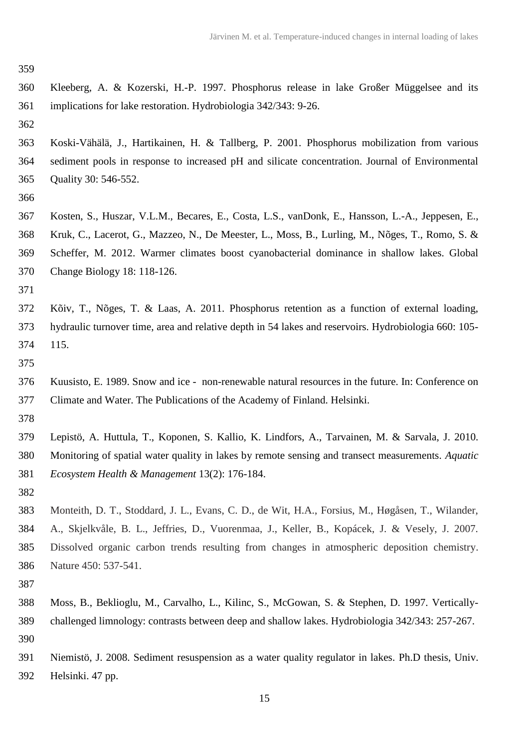Kleeberg, A. & Kozerski, H.-P. 1997. Phosphorus release in lake Großer Müggelsee and its implications for lake restoration. Hydrobiologia 342/343: 9-26.

Koski-Vähälä, J., Hartikainen, H. & Tallberg, P. 2001. Phosphorus mobilization from various sediment pools in response to increased pH and silicate concentration. Journal of Environmental Quality 30: 546-552.

Kosten, S., Huszar, V.L.M., Becares, E., Costa, L.S., vanDonk, E., Hansson, L.-A., Jeppesen, E., Kruk, C., Lacerot, G., Mazzeo, N., De Meester, L., Moss, B., Lurling, M., Nõges, T., Romo, S. & Scheffer, M. 2012. Warmer climates boost cyanobacterial dominance in shallow lakes. Global Change Biology 18: 118-126.

Kõiv, T., Nõges, T. & Laas, A. 2011. Phosphorus retention as a function of external loading, hydraulic turnover time, area and relative depth in 54 lakes and reservoirs. Hydrobiologia 660: 105-115.

Kuusisto, E. 1989. Snow and ice - non-renewable natural resources in the future. In: Conference on Climate and Water. The Publications of the Academy of Finland. Helsinki.

Lepistö, A. Huttula, T., Koponen, S. Kallio, K. Lindfors, A., Tarvainen, M. & Sarvala, J. 2010. Monitoring of spatial water quality in lakes by remote sensing and transect measurements. *Aquatic Ecosystem Health & Management* 13(2): 176-184.

Monteith, D. T., Stoddard, J. L., Evans, C. D., de Wit, H.A., Forsius, M., Høgåsen, T., Wilander, A., Skjelkvåle, B. L., Jeffries, D., Vuorenmaa, J., Keller, B., Kopácek, J. & Vesely, J. 2007. Dissolved organic carbon trends resulting from changes in atmospheric deposition chemistry. Nature 450: 537-541.

Moss, B., Beklioglu, M., Carvalho, L., Kilinc, S., McGowan, S. & Stephen, D. 1997. Vertically-challenged limnology: contrasts between deep and shallow lakes. Hydrobiologia 342/343: 257-267.

Niemistö, J. 2008. Sediment resuspension as a water quality regulator in lakes. Ph.D thesis, Univ. Helsinki. 47 pp.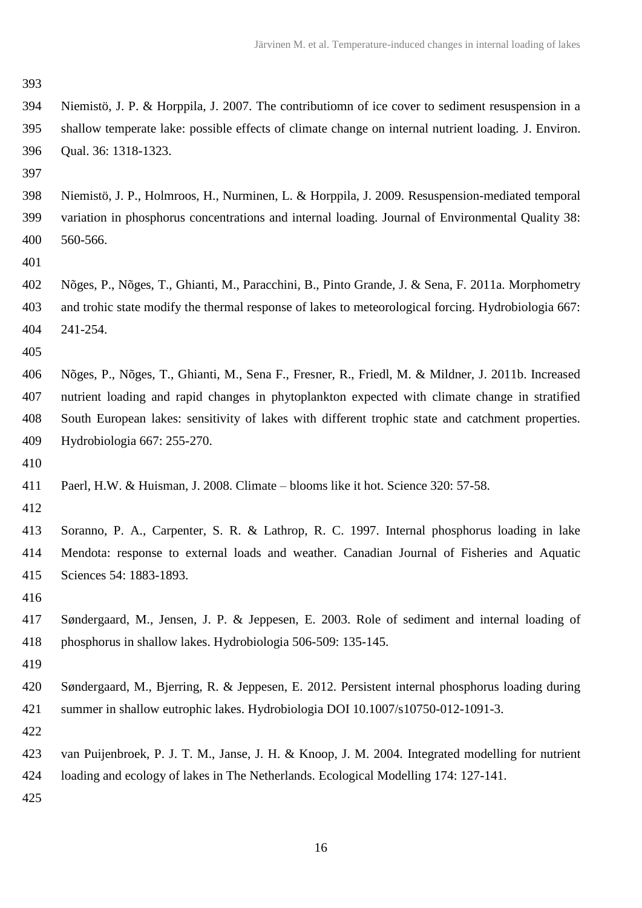Niemistö, J. P. & Horppila, J. 2007. The contributiomn of ice cover to sediment resuspension in a shallow temperate lake: possible effects of climate change on internal nutrient loading. J. Environ. Qual. 36: 1318-1323.

Niemistö, J. P., Holmroos, H., Nurminen, L. & Horppila, J. 2009. Resuspension-mediated temporal variation in phosphorus concentrations and internal loading. Journal of Environmental Quality 38: 560-566.

Nõges, P., Nõges, T., Ghianti, M., Paracchini, B., Pinto Grande, J. & Sena, F. 2011a. Morphometry and trohic state modify the thermal response of lakes to meteorological forcing. Hydrobiologia 667: 241-254.

Nõges, P., Nõges, T., Ghianti, M., Sena F., Fresner, R., Friedl, M. & Mildner, J. 2011b. Increased nutrient loading and rapid changes in phytoplankton expected with climate change in stratified South European lakes: sensitivity of lakes with different trophic state and catchment properties. Hydrobiologia 667: 255-270.

Paerl, H.W. & Huisman, J. 2008. Climate – blooms like it hot. Science 320: 57-58.

Soranno, P. A., Carpenter, S. R. & Lathrop, R. C. 1997. Internal phosphorus loading in lake Mendota: response to external loads and weather. Canadian Journal of Fisheries and Aquatic Sciences 54: 1883-1893.

Søndergaard, M., Jensen, J. P. & Jeppesen, E. 2003. Role of sediment and internal loading of phosphorus in shallow lakes. Hydrobiologia 506-509: 135-145.

Søndergaard, M., Bjerring, R. & Jeppesen, E. 2012. Persistent internal phosphorus loading during summer in shallow eutrophic lakes. Hydrobiologia DOI 10.1007/s10750-012-1091-3.

van Puijenbroek, P. J. T. M., Janse, J. H. & Knoop, J. M. 2004. Integrated modelling for nutrient loading and ecology of lakes in The Netherlands. Ecological Modelling 174: 127-141.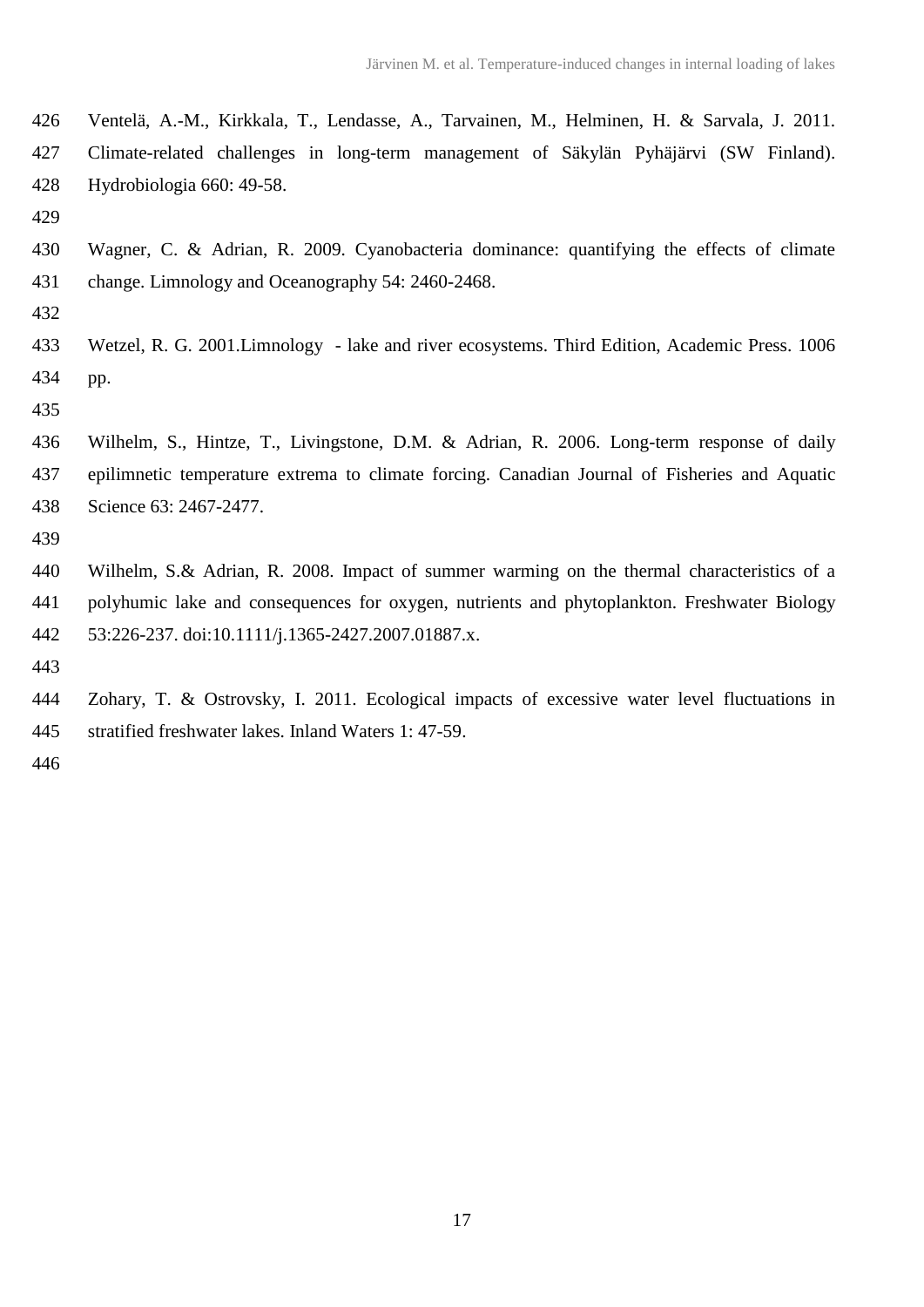Ventelä, A.-M., Kirkkala, T., Lendasse, A., Tarvainen, M., Helminen, H. & Sarvala, J. 2011. Climate-related challenges in long-term management of Säkylän Pyhäjärvi (SW Finland). Hydrobiologia 660: 49-58.

Wagner, C. & Adrian, R. 2009. Cyanobacteria dominance: quantifying the effects of climate change. Limnology and Oceanography 54: 2460-2468.

Wetzel, R. G. 2001.Limnology - lake and river ecosystems. Third Edition, Academic Press. 1006 pp.

Wilhelm, S., Hintze, T., Livingstone, D.M. & Adrian, R. 2006. Long-term response of daily epilimnetic temperature extrema to climate forcing. Canadian Journal of Fisheries and Aquatic Science 63: 2467-2477.

Wilhelm, S.& Adrian, R. 2008. Impact of summer warming on the thermal characteristics of a polyhumic lake and consequences for oxygen, nutrients and phytoplankton. Freshwater Biology 53:226-237. doi:10.1111/j.1365-2427.2007.01887.x.

Zohary, T. & Ostrovsky, I. 2011. Ecological impacts of excessive water level fluctuations in stratified freshwater lakes. Inland Waters 1: 47-59.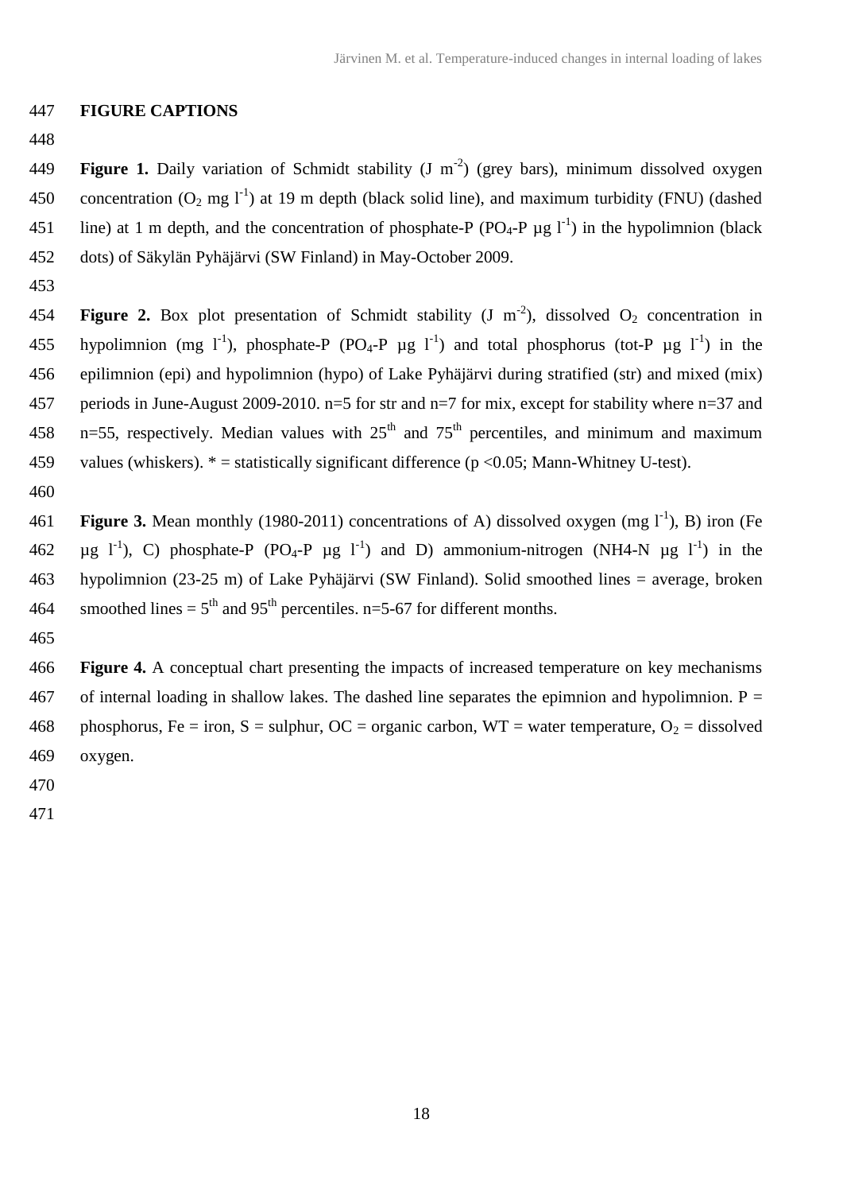## FIGURE CAPTIONS

**Figure 1.** Daily variation of Schmidt stability (J $m^{-2}$) (grey bars), minimum dissolved oxygen concentration ($O_2$ mg $l^{-1}$) at 19 m depth (black solid line), and maximum turbidity (FNU) (dashed line) at 1 m depth, and the concentration of phosphate-P ($PO_4$-P µg $l^{-1}$) in the hypolimnion (black dots) of Säkylän Pyhäjärvi (SW Finland) in May-October 2009.

**Figure 2.** Box plot presentation of Schmidt stability (J $m^{-2}$), dissolved $O_2$ concentration in hypolimnion (mg $l^{-1}$), phosphate-P ($PO_4$-P µg $l^{-1}$) and total phosphorus (tot-P µg $l^{-1}$) in the epilimnion (epi) and hypolimnion (hypo) of Lake Pyhäjärvi during stratified (str) and mixed (mix) periods in June-August 2009-2010. n=5 for str and n=7 for mix, except for stability where n=37 and n=55, respectively. Median values with 25$^{th}$ and 75$^{th}$ percentiles, and minimum and maximum values (whiskers). * = statistically significant difference ($p < 0.05$; Mann-Whitney U-test).

**Figure 3.** Mean monthly (1980-2011) concentrations of A) dissolved oxygen (mg $l^{-1}$), B) iron (Fe µg $l^{-1}$), C) phosphate-P ($PO_4$-P µg $l^{-1}$) and D) ammonium-nitrogen (NH4-N µg $l^{-1}$) in the hypolimnion (23-25 m) of Lake Pyhäjärvi (SW Finland). Solid smoothed lines = average, broken smoothed lines = 5$^{th}$ and 95$^{th}$ percentiles. n=5-67 for different months.

**Figure 4.** A conceptual chart presenting the impacts of increased temperature on key mechanisms of internal loading in shallow lakes. The dashed line separates the epimnion and hypolimnion. P = phosphorus, Fe = iron, S = sulphur, OC = organic carbon, WT = water temperature, $O_2$ = dissolved oxygen.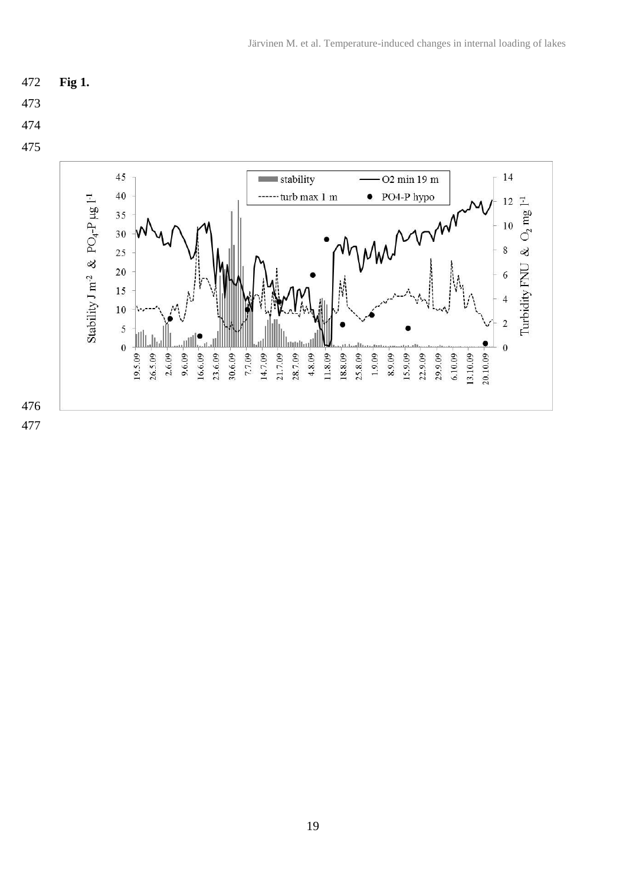**Fig 1.**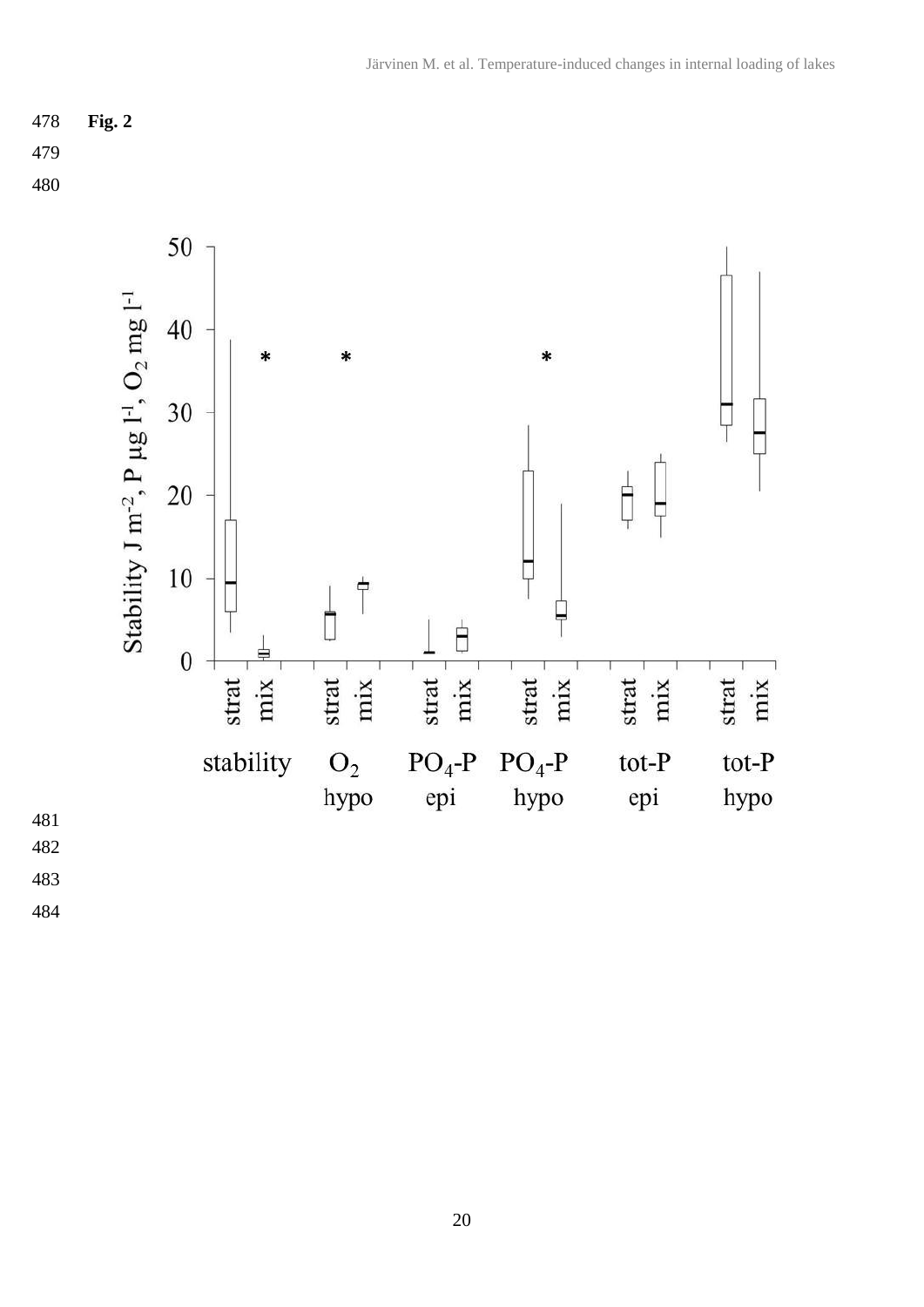**Fig. 2**

Stability J $m^{-2}$, P µg $l^{-1}$, $O_2$ mg $l^{-1}$

stability | $O_2$ hypo | $PO_4$-P epi | $PO_4$-P hypo | tot-P epi | tot-P hypo

strat mix strat mix strat mix strat mix strat mix strat mix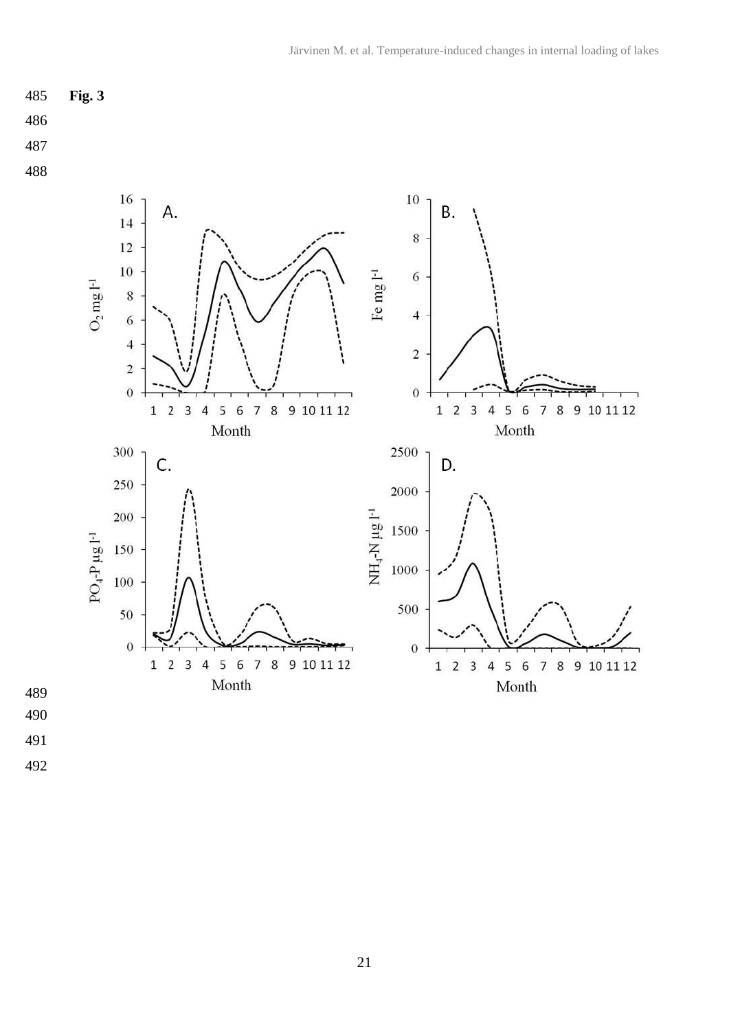**Fig. 3**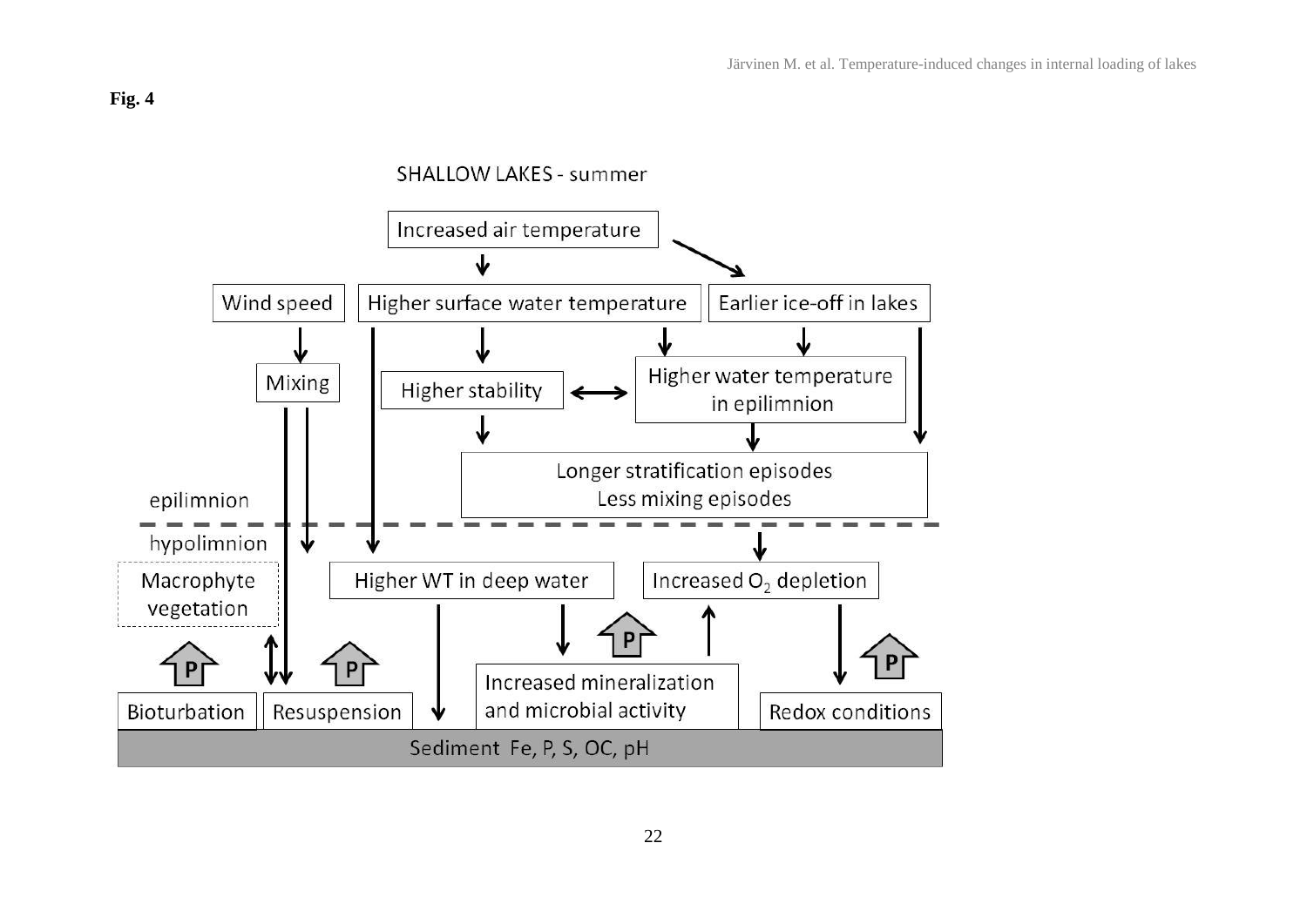**Fig. 4**

SHALLOW LAKES - summer

Increased air temperature

Wind speed

Higher surface water temperature

Earlier ice-off in lakes

Mixing

Higher stability

Higher water temperature in epilimnion

Longer stratification episodes
Less mixing episodes

epilimnion

hypolimnion

Macrophyte vegetation

Higher WT in deep water

Increased $O_2$ depletion

P

P

P

P

Increased mineralization and microbial activity

Bioturbation

Resuspension

Redox conditions

Sediment Fe, P, S, OC, pH